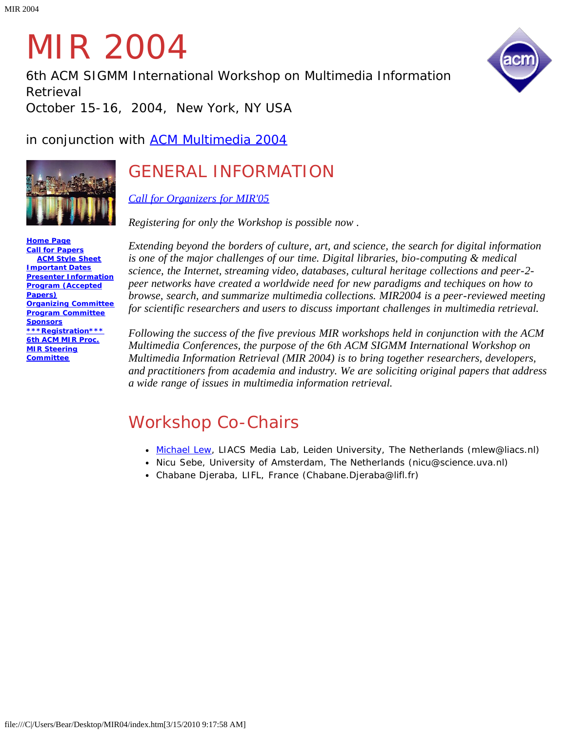# MIR 2004

6th ACM SIGMM International Workshop on Multimedia Information Retrieval
October 15-16, 2004, New York, NY USA

in conjunction with ACM Multimedia 2004

**Home Page**
**Call for Papers**
**ACM Style Sheet**
**Important Dates**
**Presenter Information**
**Program (Accepted Papers)**
**Organizing Committee**
**Program Committee**
**Sponsors**
*****Registration*****
**6th ACM MIR Proc.**
**MIR Steering Committee**

## GENERAL INFORMATION

*Call for Organizers for MIR'05*

*Registering for only the Workshop is possible now .*

*Extending beyond the borders of culture, art, and science, the search for digital information is one of the major challenges of our time. Digital libraries, bio-computing & medical science, the Internet, streaming video, databases, cultural heritage collections and peer-2-peer networks have created a worldwide need for new paradigms and techiques on how to browse, search, and summarize multimedia collections. MIR2004 is a peer-reviewed meeting for scientific researchers and users to discuss important challenges in multimedia retrieval.*

*Following the success of the five previous MIR workshops held in conjunction with the ACM Multimedia Conferences, the purpose of the 6th ACM SIGMM International Workshop on Multimedia Information Retrieval (MIR 2004) is to bring together researchers, developers, and practitioners from academia and industry. We are soliciting original papers that address a wide range of issues in multimedia information retrieval.*

## Workshop Co-Chairs

- Michael Lew, LIACS Media Lab, Leiden University, The Netherlands (mlew@liacs.nl)
- Nicu Sebe, University of Amsterdam, The Netherlands (nicu@science.uva.nl)
- Chabane Djeraba, LIFL, France (Chabane.Djeraba@lifl.fr)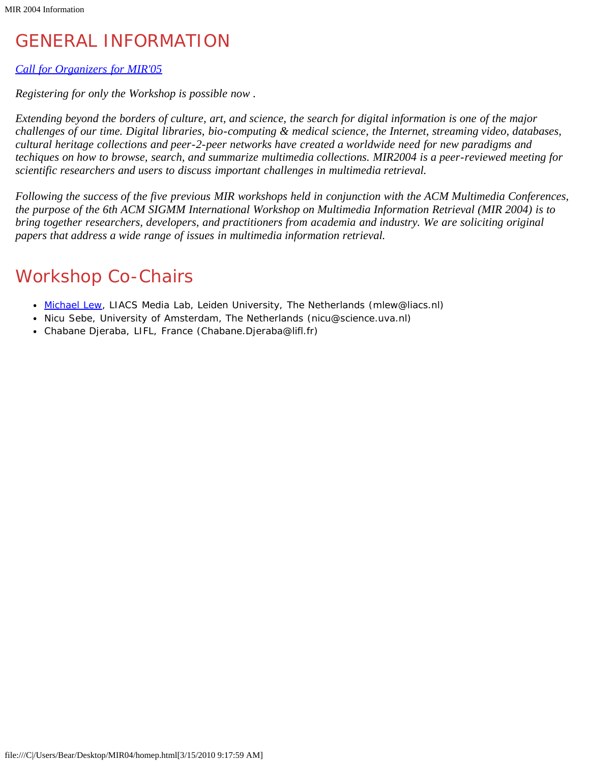# GENERAL INFORMATION

*Call for Organizers for MIR'05*

*Registering for only the Workshop is possible now .*

*Extending beyond the borders of culture, art, and science, the search for digital information is one of the major challenges of our time. Digital libraries, bio-computing & medical science, the Internet, streaming video, databases, cultural heritage collections and peer-2-peer networks have created a worldwide need for new paradigms and techiques on how to browse, search, and summarize multimedia collections. MIR2004 is a peer-reviewed meeting for scientific researchers and users to discuss important challenges in multimedia retrieval.*

*Following the success of the five previous MIR workshops held in conjunction with the ACM Multimedia Conferences, the purpose of the 6th ACM SIGMM International Workshop on Multimedia Information Retrieval (MIR 2004) is to bring together researchers, developers, and practitioners from academia and industry. We are soliciting original papers that address a wide range of issues in multimedia information retrieval.*

# Workshop Co-Chairs

- Michael Lew, LIACS Media Lab, Leiden University, The Netherlands (mlew@liacs.nl)
- Nicu Sebe, University of Amsterdam, The Netherlands (nicu@science.uva.nl)
- Chabane Djeraba, LIFL, France (Chabane.Djeraba@lifl.fr)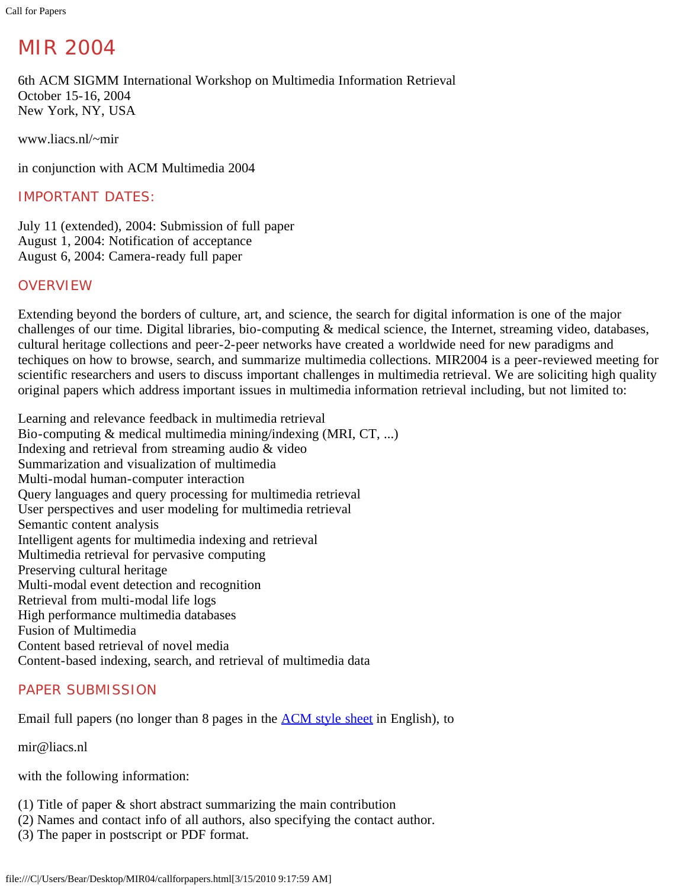# MIR 2004

6th ACM SIGMM International Workshop on Multimedia Information Retrieval
October 15-16, 2004
New York, NY, USA

www.liacs.nl/~mir

in conjunction with ACM Multimedia 2004

## IMPORTANT DATES:

July 11 (extended), 2004: Submission of full paper
August 1, 2004: Notification of acceptance
August 6, 2004: Camera-ready full paper

## OVERVIEW

Extending beyond the borders of culture, art, and science, the search for digital information is one of the major challenges of our time. Digital libraries, bio-computing & medical science, the Internet, streaming video, databases, cultural heritage collections and peer-2-peer networks have created a worldwide need for new paradigms and techiques on how to browse, search, and summarize multimedia collections. MIR2004 is a peer-reviewed meeting for scientific researchers and users to discuss important challenges in multimedia retrieval. We are soliciting high quality original papers which address important issues in multimedia information retrieval including, but not limited to:

Learning and relevance feedback in multimedia retrieval
Bio-computing & medical multimedia mining/indexing (MRI, CT, ...)
Indexing and retrieval from streaming audio & video
Summarization and visualization of multimedia
Multi-modal human-computer interaction
Query languages and query processing for multimedia retrieval
User perspectives and user modeling for multimedia retrieval
Semantic content analysis
Intelligent agents for multimedia indexing and retrieval
Multimedia retrieval for pervasive computing
Preserving cultural heritage
Multi-modal event detection and recognition
Retrieval from multi-modal life logs
High performance multimedia databases
Fusion of Multimedia
Content based retrieval of novel media
Content-based indexing, search, and retrieval of multimedia data

## PAPER SUBMISSION

Email full papers (no longer than 8 pages in the ACM style sheet in English), to

mir@liacs.nl

with the following information:

(1) Title of paper & short abstract summarizing the main contribution
(2) Names and contact info of all authors, also specifying the contact author.
(3) The paper in postscript or PDF format.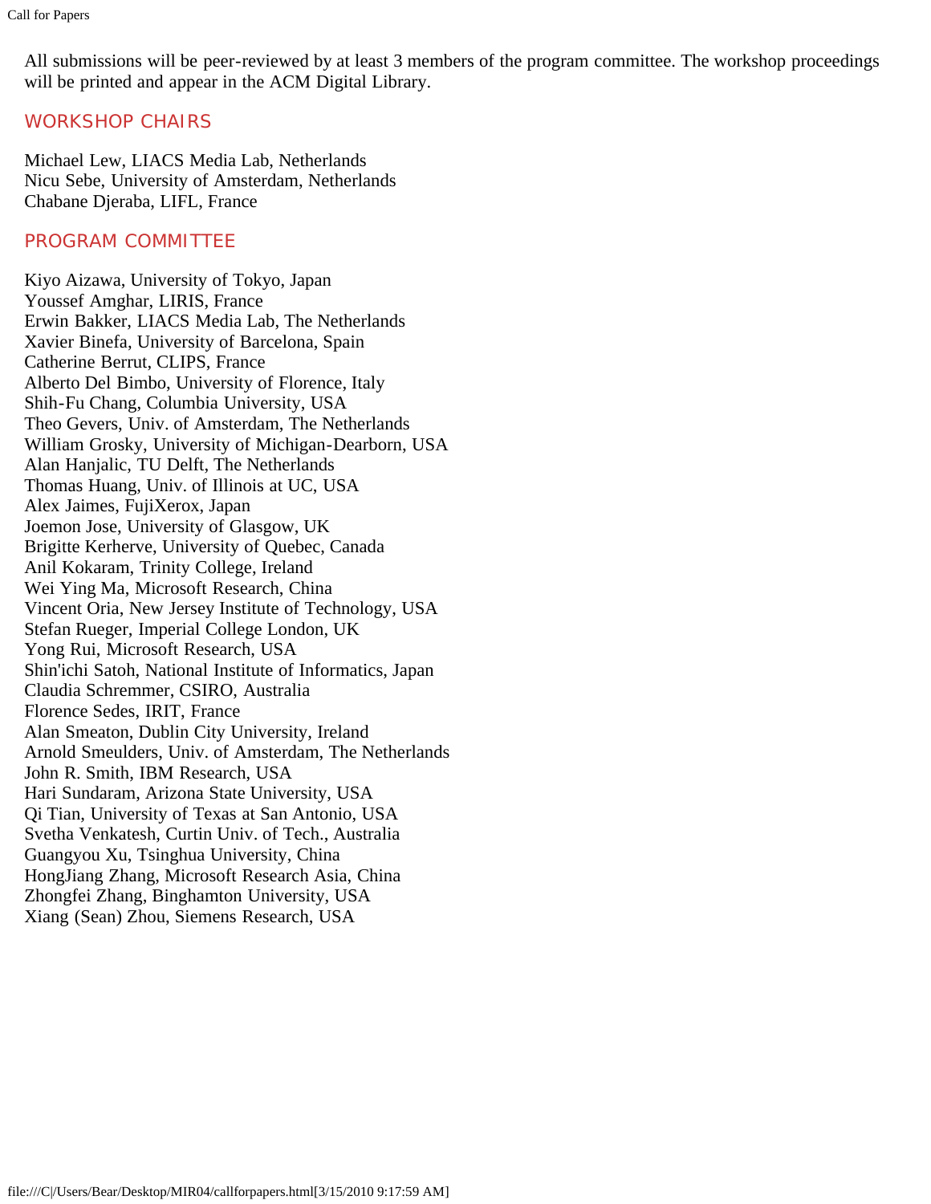All submissions will be peer-reviewed by at least 3 members of the program committee. The workshop proceedings will be printed and appear in the ACM Digital Library.

## WORKSHOP CHAIRS

Michael Lew, LIACS Media Lab, Netherlands
Nicu Sebe, University of Amsterdam, Netherlands
Chabane Djeraba, LIFL, France

## PROGRAM COMMITTEE

Kiyo Aizawa, University of Tokyo, Japan
Youssef Amghar, LIRIS, France
Erwin Bakker, LIACS Media Lab, The Netherlands
Xavier Binefa, University of Barcelona, Spain
Catherine Berrut, CLIPS, France
Alberto Del Bimbo, University of Florence, Italy
Shih-Fu Chang, Columbia University, USA
Theo Gevers, Univ. of Amsterdam, The Netherlands
William Grosky, University of Michigan-Dearborn, USA
Alan Hanjalic, TU Delft, The Netherlands
Thomas Huang, Univ. of Illinois at UC, USA
Alex Jaimes, FujiXerox, Japan
Joemon Jose, University of Glasgow, UK
Brigitte Kerherve, University of Quebec, Canada
Anil Kokaram, Trinity College, Ireland
Wei Ying Ma, Microsoft Research, China
Vincent Oria, New Jersey Institute of Technology, USA
Stefan Rueger, Imperial College London, UK
Yong Rui, Microsoft Research, USA
Shin'ichi Satoh, National Institute of Informatics, Japan
Claudia Schremmer, CSIRO, Australia
Florence Sedes, IRIT, France
Alan Smeaton, Dublin City University, Ireland
Arnold Smeulders, Univ. of Amsterdam, The Netherlands
John R. Smith, IBM Research, USA
Hari Sundaram, Arizona State University, USA
Qi Tian, University of Texas at San Antonio, USA
Svetha Venkatesh, Curtin Univ. of Tech., Australia
Guangyou Xu, Tsinghua University, China
HongJiang Zhang, Microsoft Research Asia, China
Zhongfei Zhang, Binghamton University, USA
Xiang (Sean) Zhou, Siemens Research, USA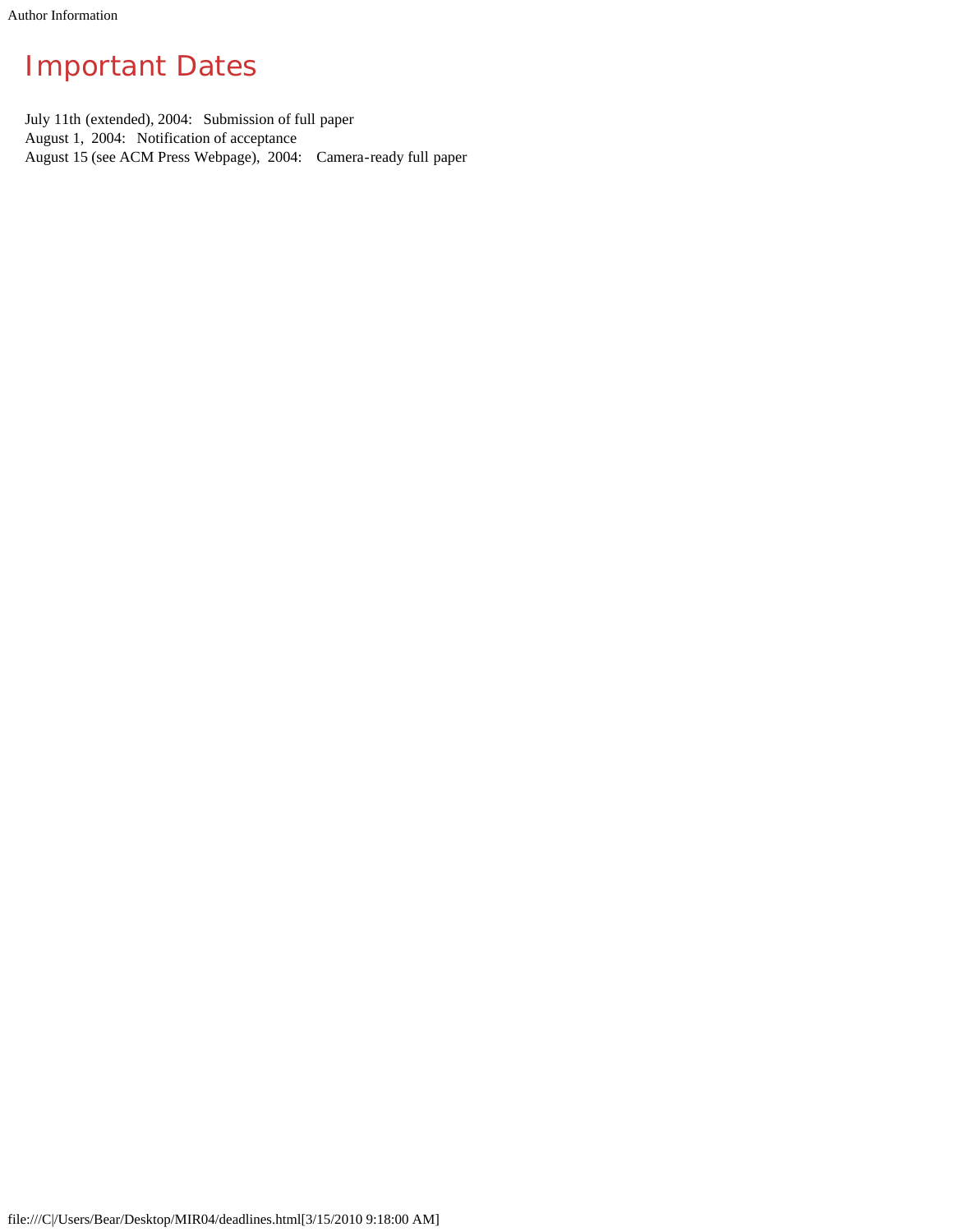# Important Dates

July 11th (extended), 2004: Submission of full paper
August 1, 2004: Notification of acceptance
August 15 (see ACM Press Webpage), 2004: Camera-ready full paper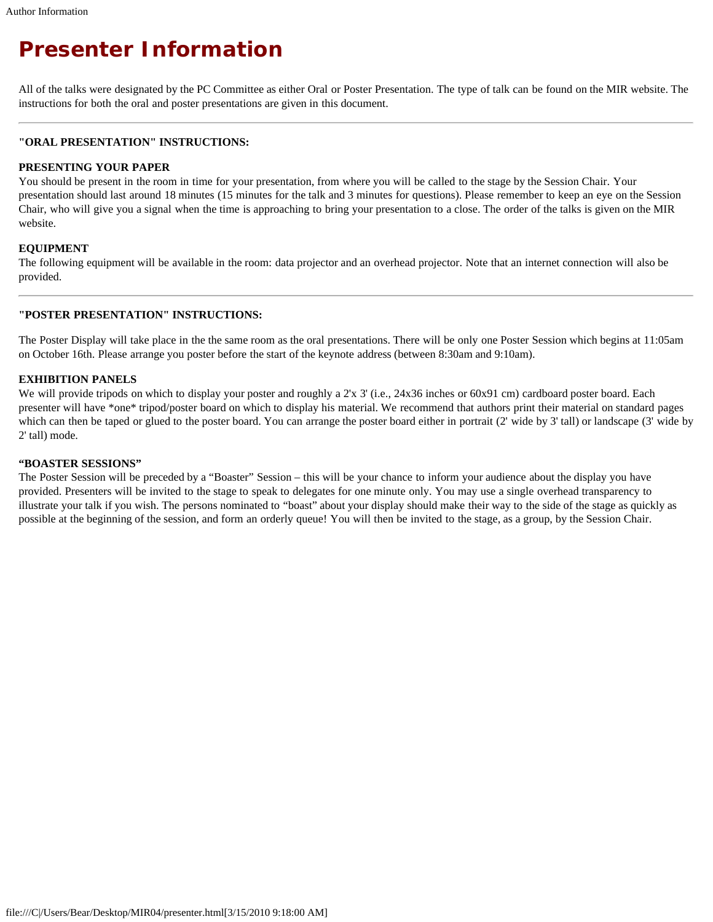# Presenter Information

All of the talks were designated by the PC Committee as either Oral or Poster Presentation. The type of talk can be found on the MIR website. The instructions for both the oral and poster presentations are given in this document.

---

**"ORAL PRESENTATION" INSTRUCTIONS:**

**PRESENTING YOUR PAPER**
You should be present in the room in time for your presentation, from where you will be called to the stage by the Session Chair. Your presentation should last around 18 minutes (15 minutes for the talk and 3 minutes for questions). Please remember to keep an eye on the Session Chair, who will give you a signal when the time is approaching to bring your presentation to a close. The order of the talks is given on the MIR website.

**EQUIPMENT**
The following equipment will be available in the room: data projector and an overhead projector. Note that an internet connection will also be provided.

---

**"POSTER PRESENTATION" INSTRUCTIONS:**

The Poster Display will take place in the the same room as the oral presentations. There will be only one Poster Session which begins at 11:05am on October 16th. Please arrange you poster before the start of the keynote address (between 8:30am and 9:10am).

**EXHIBITION PANELS**
We will provide tripods on which to display your poster and roughly a 2'x 3' (i.e., 24x36 inches or 60x91 cm) cardboard poster board. Each presenter will have *one* tripod/poster board on which to display his material. We recommend that authors print their material on standard pages which can then be taped or glued to the poster board. You can arrange the poster board either in portrait (2' wide by 3' tall) or landscape (3' wide by 2' tall) mode.

**“BOASTER SESSIONS”**
The Poster Session will be preceded by a “Boaster” Session – this will be your chance to inform your audience about the display you have provided. Presenters will be invited to the stage to speak to delegates for one minute only. You may use a single overhead transparency to illustrate your talk if you wish. The persons nominated to “boast” about your display should make their way to the side of the stage as quickly as possible at the beginning of the session, and form an orderly queue! You will then be invited to the stage, as a group, by the Session Chair.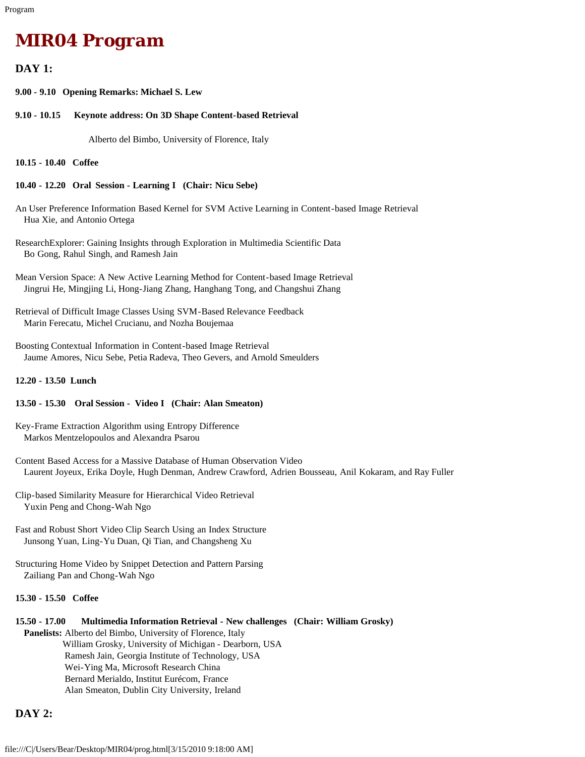# MIR04 Program

## DAY 1:

**9.00 - 9.10 Opening Remarks: Michael S. Lew**

**9.10 - 10.15 Keynote address: On 3D Shape Content-based Retrieval**

Alberto del Bimbo, University of Florence, Italy

**10.15 - 10.40 Coffee**

**10.40 - 12.20 Oral Session - Learning I (Chair: Nicu Sebe)**

An User Preference Information Based Kernel for SVM Active Learning in Content-based Image Retrieval
Hua Xie, and Antonio Ortega

ResearchExplorer: Gaining Insights through Exploration in Multimedia Scientific Data
Bo Gong, Rahul Singh, and Ramesh Jain

Mean Version Space: A New Active Learning Method for Content-based Image Retrieval
Jingrui He, Mingjing Li, Hong-Jiang Zhang, Hanghang Tong, and Changshui Zhang

Retrieval of Difficult Image Classes Using SVM-Based Relevance Feedback
Marin Ferecatu, Michel Crucianu, and Nozha Boujemaa

Boosting Contextual Information in Content-based Image Retrieval
Jaume Amores, Nicu Sebe, Petia Radeva, Theo Gevers, and Arnold Smeulders

**12.20 - 13.50 Lunch**

**13.50 - 15.30 Oral Session - Video I (Chair: Alan Smeaton)**

Key-Frame Extraction Algorithm using Entropy Difference
Markos Mentzelopoulos and Alexandra Psarou

Content Based Access for a Massive Database of Human Observation Video
Laurent Joyeux, Erika Doyle, Hugh Denman, Andrew Crawford, Adrien Bousseau, Anil Kokaram, and Ray Fuller

Clip-based Similarity Measure for Hierarchical Video Retrieval
Yuxin Peng and Chong-Wah Ngo

Fast and Robust Short Video Clip Search Using an Index Structure
Junsong Yuan, Ling-Yu Duan, Qi Tian, and Changsheng Xu

Structuring Home Video by Snippet Detection and Pattern Parsing
Zailiang Pan and Chong-Wah Ngo

**15.30 - 15.50 Coffee**

**15.50 - 17.00 Multimedia Information Retrieval - New challenges (Chair: William Grosky)**

**Panelists:** Alberto del Bimbo, University of Florence, Italy
William Grosky, University of Michigan - Dearborn, USA
Ramesh Jain, Georgia Institute of Technology, USA
Wei-Ying Ma, Microsoft Research China
Bernard Merialdo, Institut Eurécom, France
Alan Smeaton, Dublin City University, Ireland

## DAY 2: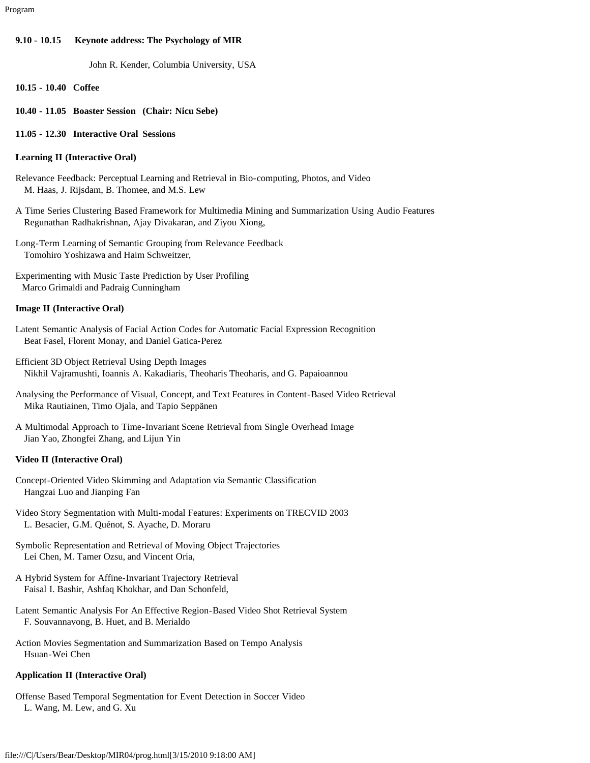**9.10 - 10.15 Keynote address: The Psychology of MIR**

John R. Kender, Columbia University, USA

**10.15 - 10.40 Coffee**

**10.40 - 11.05 Boaster Session (Chair: Nicu Sebe)**

**11.05 - 12.30 Interactive Oral Sessions**

**Learning II (Interactive Oral)**

Relevance Feedback: Perceptual Learning and Retrieval in Bio-computing, Photos, and Video
M. Haas, J. Rijsdam, B. Thomee, and M.S. Lew

A Time Series Clustering Based Framework for Multimedia Mining and Summarization Using Audio Features
Regunathan Radhakrishnan, Ajay Divakaran, and Ziyou Xiong,

Long-Term Learning of Semantic Grouping from Relevance Feedback
Tomohiro Yoshizawa and Haim Schweitzer,

Experimenting with Music Taste Prediction by User Profiling
Marco Grimaldi and Padraig Cunningham

**Image II (Interactive Oral)**

Latent Semantic Analysis of Facial Action Codes for Automatic Facial Expression Recognition
Beat Fasel, Florent Monay, and Daniel Gatica-Perez

Efficient 3D Object Retrieval Using Depth Images
Nikhil Vajramushti, Ioannis A. Kakadiaris, Theoharis Theoharis, and G. Papaioannou

Analysing the Performance of Visual, Concept, and Text Features in Content-Based Video Retrieval
Mika Rautiainen, Timo Ojala, and Tapio Seppänen

A Multimodal Approach to Time-Invariant Scene Retrieval from Single Overhead Image
Jian Yao, Zhongfei Zhang, and Lijun Yin

**Video II (Interactive Oral)**

Concept-Oriented Video Skimming and Adaptation via Semantic Classification
Hangzai Luo and Jianping Fan

Video Story Segmentation with Multi-modal Features: Experiments on TRECVID 2003
L. Besacier, G.M. Quénot, S. Ayache, D. Moraru

Symbolic Representation and Retrieval of Moving Object Trajectories
Lei Chen, M. Tamer Ozsu, and Vincent Oria,

A Hybrid System for Affine-Invariant Trajectory Retrieval
Faisal I. Bashir, Ashfaq Khokhar, and Dan Schonfeld,

Latent Semantic Analysis For An Effective Region-Based Video Shot Retrieval System
F. Souvannavong, B. Huet, and B. Merialdo

Action Movies Segmentation and Summarization Based on Tempo Analysis
Hsuan-Wei Chen

**Application II (Interactive Oral)**

Offense Based Temporal Segmentation for Event Detection in Soccer Video
L. Wang, M. Lew, and G. Xu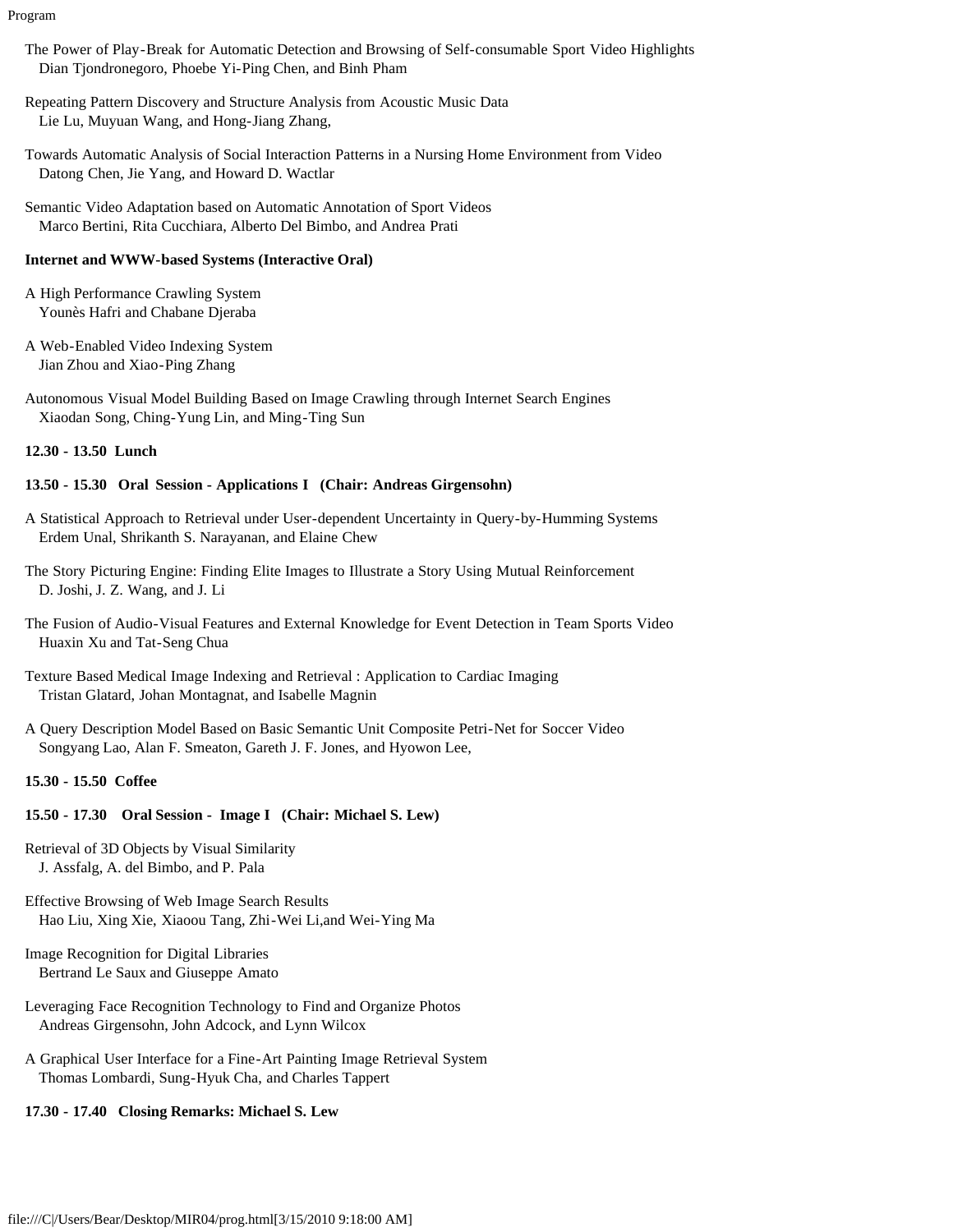The Power of Play-Break for Automatic Detection and Browsing of Self-consumable Sport Video Highlights
Dian Tjondronegoro, Phoebe Yi-Ping Chen, and Binh Pham

Repeating Pattern Discovery and Structure Analysis from Acoustic Music Data
Lie Lu, Muyuan Wang, and Hong-Jiang Zhang,

Towards Automatic Analysis of Social Interaction Patterns in a Nursing Home Environment from Video
Datong Chen, Jie Yang, and Howard D. Wactlar

Semantic Video Adaptation based on Automatic Annotation of Sport Videos
Marco Bertini, Rita Cucchiara, Alberto Del Bimbo, and Andrea Prati

**Internet and WWW-based Systems (Interactive Oral)**

A High Performance Crawling System
Younès Hafri and Chabane Djeraba

A Web-Enabled Video Indexing System
Jian Zhou and Xiao-Ping Zhang

Autonomous Visual Model Building Based on Image Crawling through Internet Search Engines
Xiaodan Song, Ching-Yung Lin, and Ming-Ting Sun

**12.30 - 13.50 Lunch**

**13.50 - 15.30 Oral Session - Applications I (Chair: Andreas Girgensohn)**

A Statistical Approach to Retrieval under User-dependent Uncertainty in Query-by-Humming Systems
Erdem Unal, Shrikanth S. Narayanan, and Elaine Chew

The Story Picturing Engine: Finding Elite Images to Illustrate a Story Using Mutual Reinforcement
D. Joshi, J. Z. Wang, and J. Li

The Fusion of Audio-Visual Features and External Knowledge for Event Detection in Team Sports Video
Huaxin Xu and Tat-Seng Chua

Texture Based Medical Image Indexing and Retrieval : Application to Cardiac Imaging
Tristan Glatard, Johan Montagnat, and Isabelle Magnin

A Query Description Model Based on Basic Semantic Unit Composite Petri-Net for Soccer Video
Songyang Lao, Alan F. Smeaton, Gareth J. F. Jones, and Hyowon Lee,

**15.30 - 15.50 Coffee**

**15.50 - 17.30 Oral Session - Image I (Chair: Michael S. Lew)**

Retrieval of 3D Objects by Visual Similarity
J. Assfalg, A. del Bimbo, and P. Pala

Effective Browsing of Web Image Search Results
Hao Liu, Xing Xie, Xiaoou Tang, Zhi-Wei Li,and Wei-Ying Ma

Image Recognition for Digital Libraries
Bertrand Le Saux and Giuseppe Amato

Leveraging Face Recognition Technology to Find and Organize Photos
Andreas Girgensohn, John Adcock, and Lynn Wilcox

A Graphical User Interface for a Fine-Art Painting Image Retrieval System
Thomas Lombardi, Sung-Hyuk Cha, and Charles Tappert

**17.30 - 17.40 Closing Remarks: Michael S. Lew**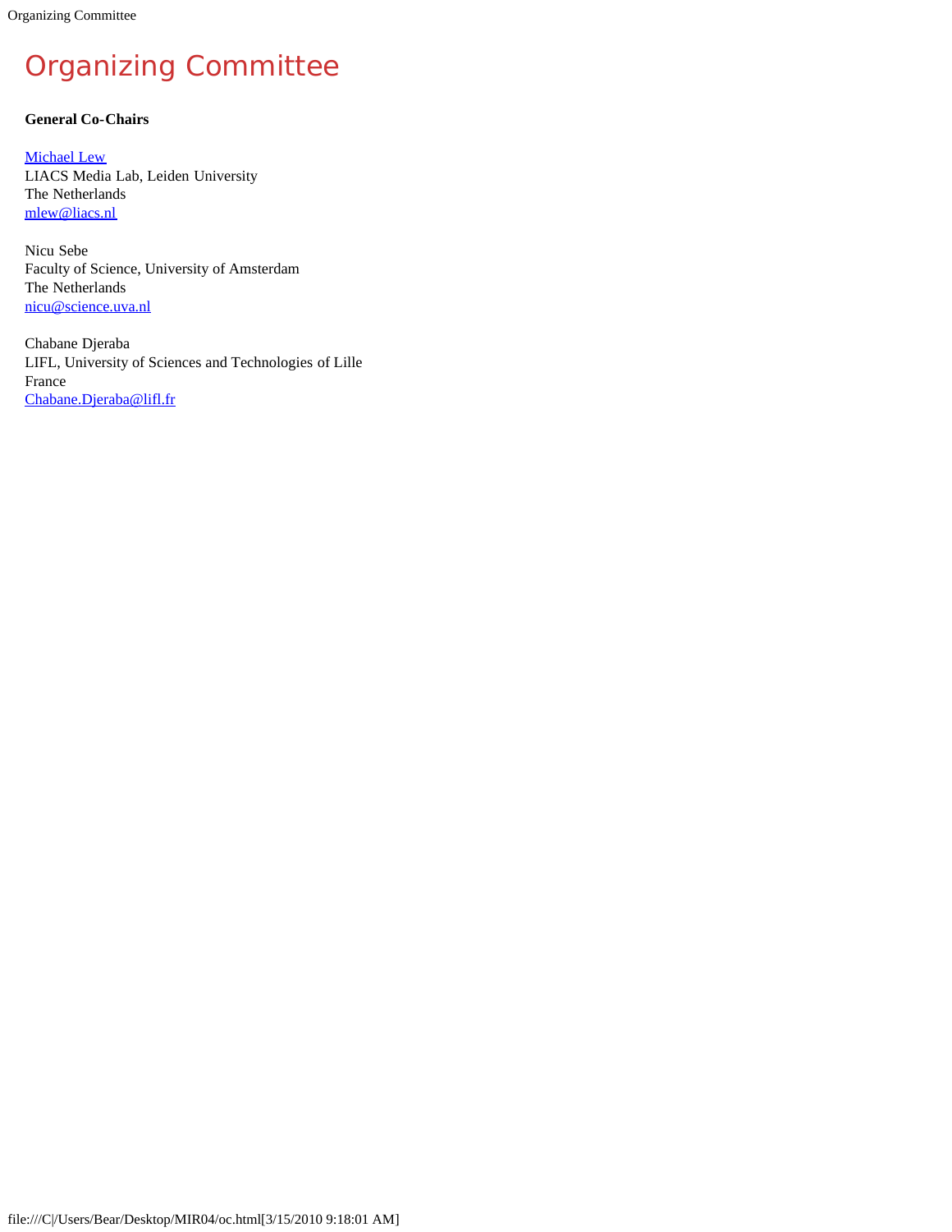# Organizing Committee

**General Co-Chairs**

Michael Lew
LIACS Media Lab, Leiden University
The Netherlands
mlew@liacs.nl

Nicu Sebe
Faculty of Science, University of Amsterdam
The Netherlands
nicu@science.uva.nl

Chabane Djeraba
LIFL, University of Sciences and Technologies of Lille
France
Chabane.Djeraba@lifl.fr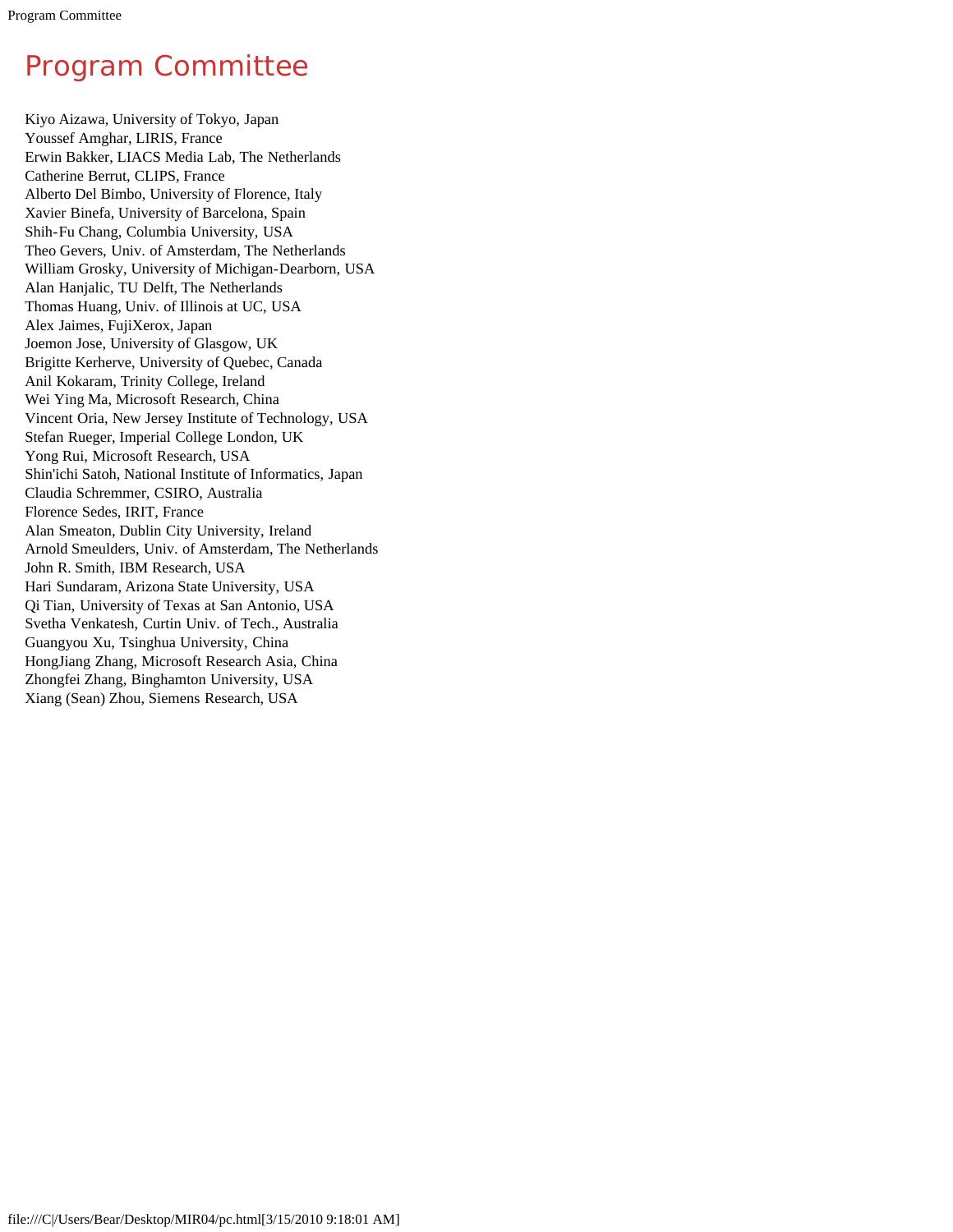# Program Committee

Kiyo Aizawa, University of Tokyo, Japan
Youssef Amghar, LIRIS, France
Erwin Bakker, LIACS Media Lab, The Netherlands
Catherine Berrut, CLIPS, France
Alberto Del Bimbo, University of Florence, Italy
Xavier Binefa, University of Barcelona, Spain
Shih-Fu Chang, Columbia University, USA
Theo Gevers, Univ. of Amsterdam, The Netherlands
William Grosky, University of Michigan-Dearborn, USA
Alan Hanjalic, TU Delft, The Netherlands
Thomas Huang, Univ. of Illinois at UC, USA
Alex Jaimes, FujiXerox, Japan
Joemon Jose, University of Glasgow, UK
Brigitte Kerherve, University of Quebec, Canada
Anil Kokaram, Trinity College, Ireland
Wei Ying Ma, Microsoft Research, China
Vincent Oria, New Jersey Institute of Technology, USA
Stefan Rueger, Imperial College London, UK
Yong Rui, Microsoft Research, USA
Shin'ichi Satoh, National Institute of Informatics, Japan
Claudia Schremmer, CSIRO, Australia
Florence Sedes, IRIT, France
Alan Smeaton, Dublin City University, Ireland
Arnold Smeulders, Univ. of Amsterdam, The Netherlands
John R. Smith, IBM Research, USA
Hari Sundaram, Arizona State University, USA
Qi Tian, University of Texas at San Antonio, USA
Svetha Venkatesh, Curtin Univ. of Tech., Australia
Guangyou Xu, Tsinghua University, China
HongJiang Zhang, Microsoft Research Asia, China
Zhongfei Zhang, Binghamton University, USA
Xiang (Sean) Zhou, Siemens Research, USA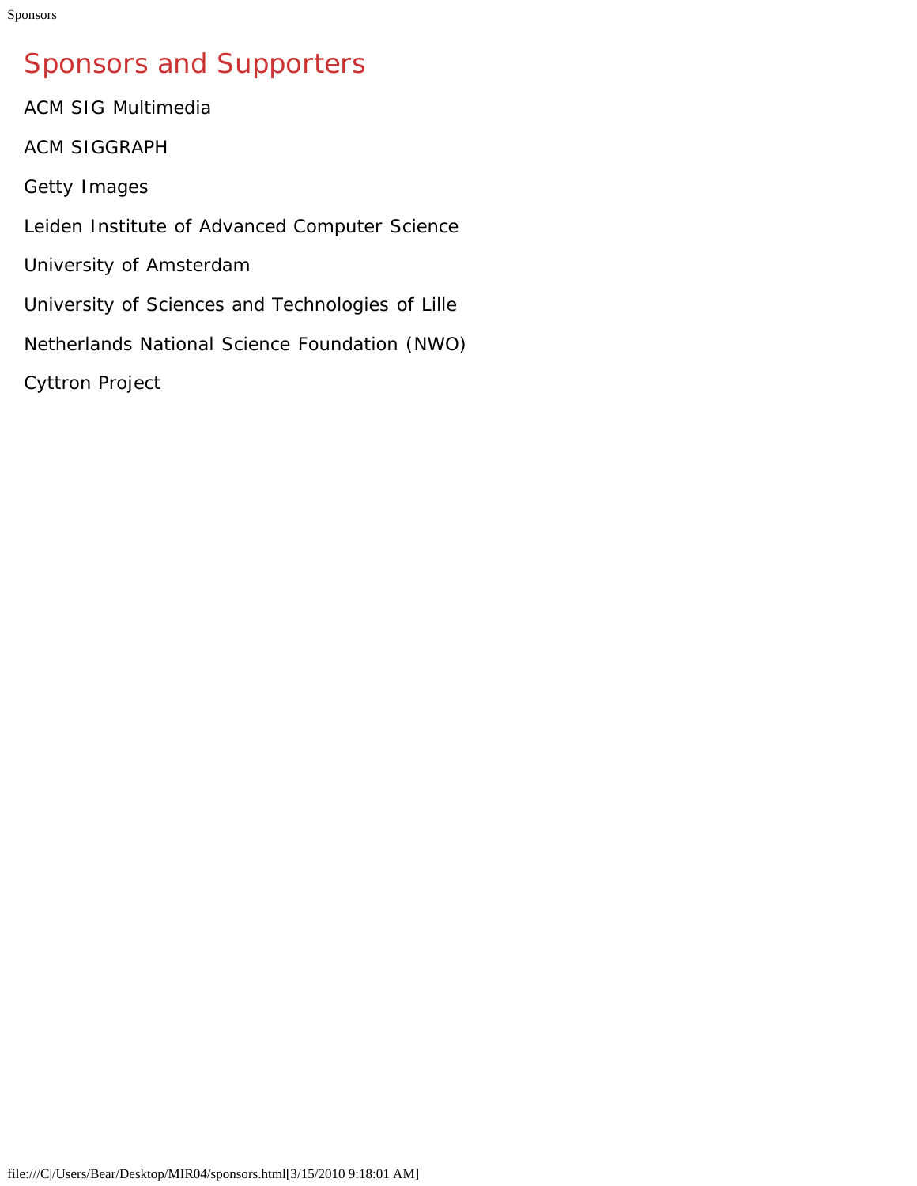# Sponsors and Supporters

ACM SIG Multimedia

ACM SIGGRAPH

Getty Images

Leiden Institute of Advanced Computer Science

University of Amsterdam

University of Sciences and Technologies of Lille

Netherlands National Science Foundation (NWO)

Cyttron Project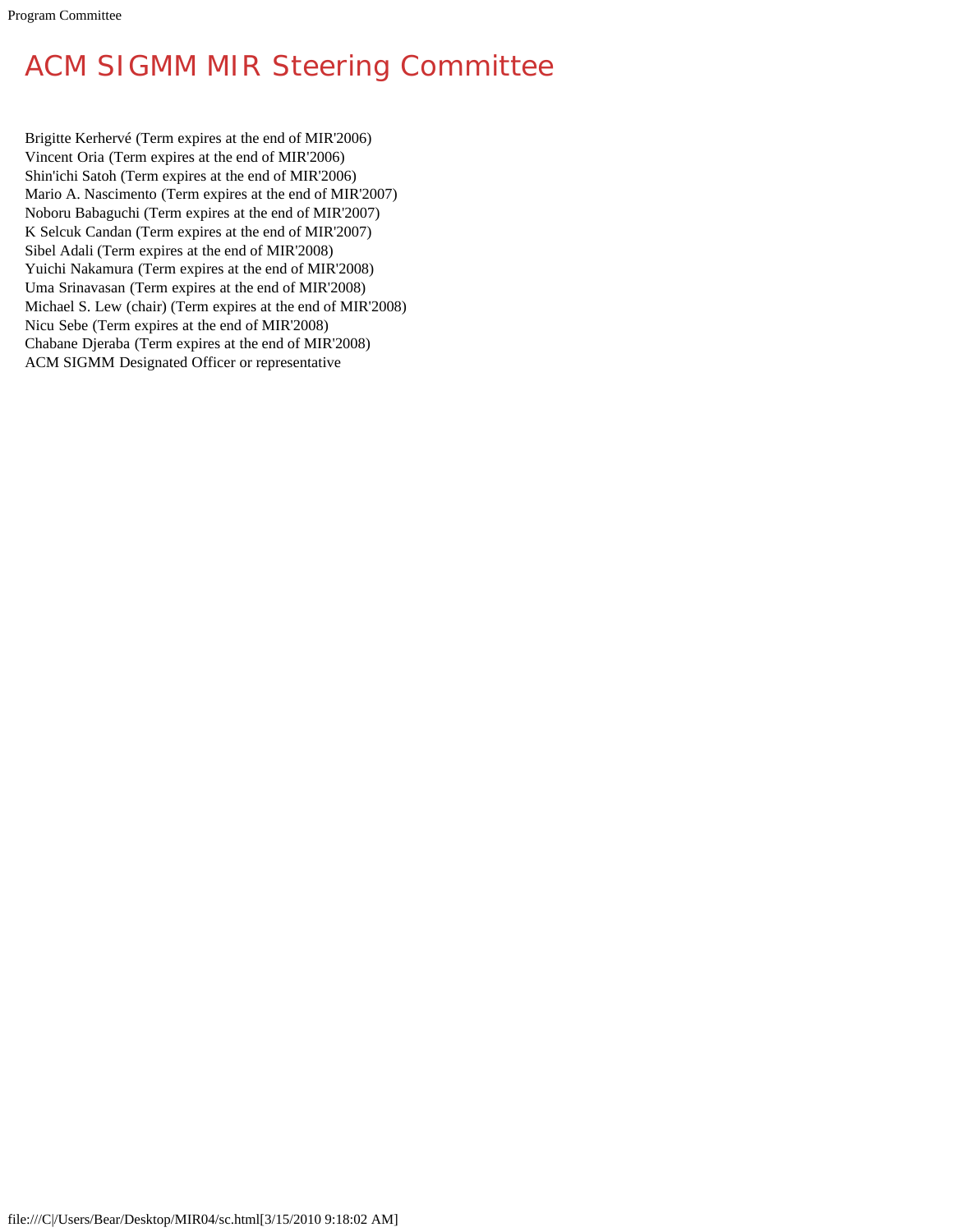# ACM SIGMM MIR Steering Committee

Brigitte Kerhervé (Term expires at the end of MIR'2006)
Vincent Oria (Term expires at the end of MIR'2006)
Shin'ichi Satoh (Term expires at the end of MIR'2006)
Mario A. Nascimento (Term expires at the end of MIR'2007)
Noboru Babaguchi (Term expires at the end of MIR'2007)
K Selcuk Candan (Term expires at the end of MIR'2007)
Sibel Adali (Term expires at the end of MIR'2008)
Yuichi Nakamura (Term expires at the end of MIR'2008)
Uma Srinavasan (Term expires at the end of MIR'2008)
Michael S. Lew (chair) (Term expires at the end of MIR'2008)
Nicu Sebe (Term expires at the end of MIR'2008)
Chabane Djeraba (Term expires at the end of MIR'2008)
ACM SIGMM Designated Officer or representative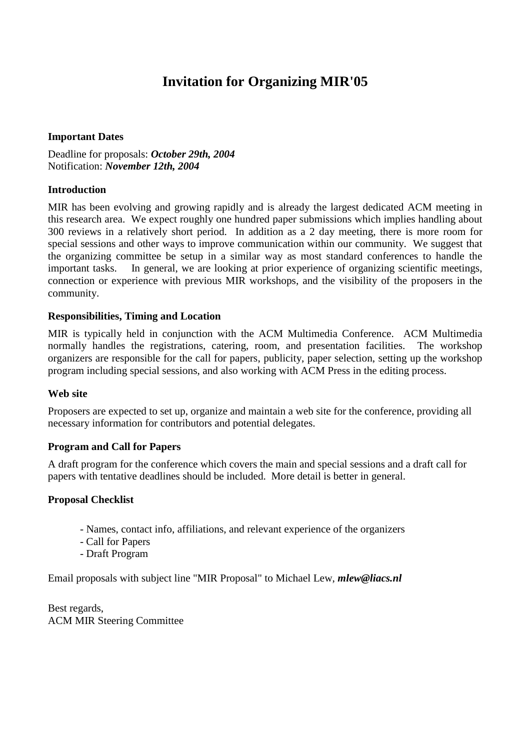# Invitation for Organizing MIR'05

**Important Dates**

Deadline for proposals: ***October 29th, 2004***
Notification: ***November 12th, 2004***

**Introduction**

MIR has been evolving and growing rapidly and is already the largest dedicated ACM meeting in this research area. We expect roughly one hundred paper submissions which implies handling about 300 reviews in a relatively short period. In addition as a 2 day meeting, there is more room for special sessions and other ways to improve communication within our community. We suggest that the organizing committee be setup in a similar way as most standard conferences to handle the important tasks. In general, we are looking at prior experience of organizing scientific meetings, connection or experience with previous MIR workshops, and the visibility of the proposers in the community.

**Responsibilities, Timing and Location**

MIR is typically held in conjunction with the ACM Multimedia Conference. ACM Multimedia normally handles the registrations, catering, room, and presentation facilities. The workshop organizers are responsible for the call for papers, publicity, paper selection, setting up the workshop program including special sessions, and also working with ACM Press in the editing process.

**Web site**

Proposers are expected to set up, organize and maintain a web site for the conference, providing all necessary information for contributors and potential delegates.

**Program and Call for Papers**

A draft program for the conference which covers the main and special sessions and a draft call for papers with tentative deadlines should be included. More detail is better in general.

**Proposal Checklist**

- Names, contact info, affiliations, and relevant experience of the organizers
- Call for Papers
- Draft Program

Email proposals with subject line "MIR Proposal" to Michael Lew, ***mlew@liacs.nl***

Best regards,
ACM MIR Steering Committee